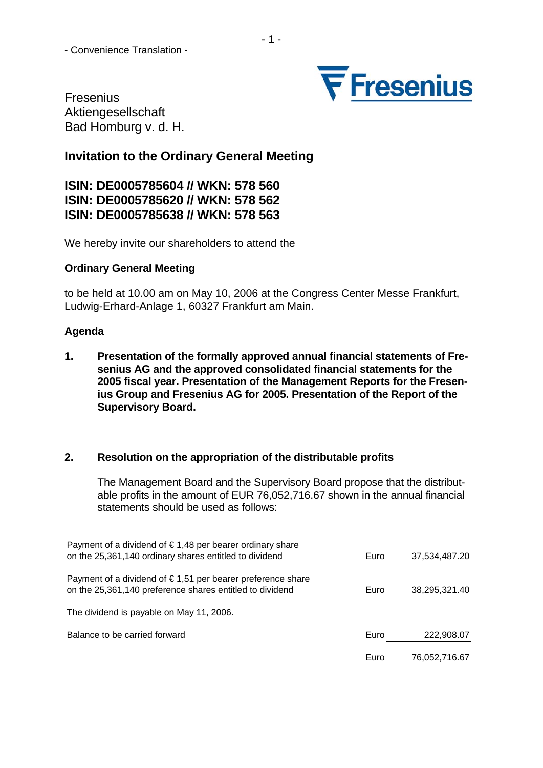- Convenience Translation -

Fresenius
Aktiengesellschaft
Bad Homburg v. d. H.

## Invitation to the Ordinary General Meeting

## ISIN: DE0005785604 // WKN: 578 560
## ISIN: DE0005785620 // WKN: 578 562
## ISIN: DE0005785638 // WKN: 578 563

We hereby invite our shareholders to attend the

**Ordinary General Meeting**

to be held at 10.00 am on May 10, 2006 at the Congress Center Messe Frankfurt, Ludwig-Erhard-Anlage 1, 60327 Frankfurt am Main.

**Agenda**

**1. Presentation of the formally approved annual financial statements of Fresenius AG and the approved consolidated financial statements for the 2005 fiscal year. Presentation of the Management Reports for the Fresenius Group and Fresenius AG for 2005. Presentation of the Report of the Supervisory Board.**

**2. Resolution on the appropriation of the distributable profits**

The Management Board and the Supervisory Board propose that the distributable profits in the amount of EUR 76,052,716.67 shown in the annual financial statements should be used as follows:

| | | |
|---|---|---|
| Payment of a dividend of € 1,48 per bearer ordinary share on the 25,361,140 ordinary shares entitled to dividend | Euro | 37,534,487.20 |
| Payment of a dividend of € 1,51 per bearer preference share on the 25,361,140 preference shares entitled to dividend | Euro | 38,295,321.40 |
| The dividend is payable on May 11, 2006. | | |
| Balance to be carried forward | Euro | 222,908.07 |
| | Euro | 76,052,716.67 |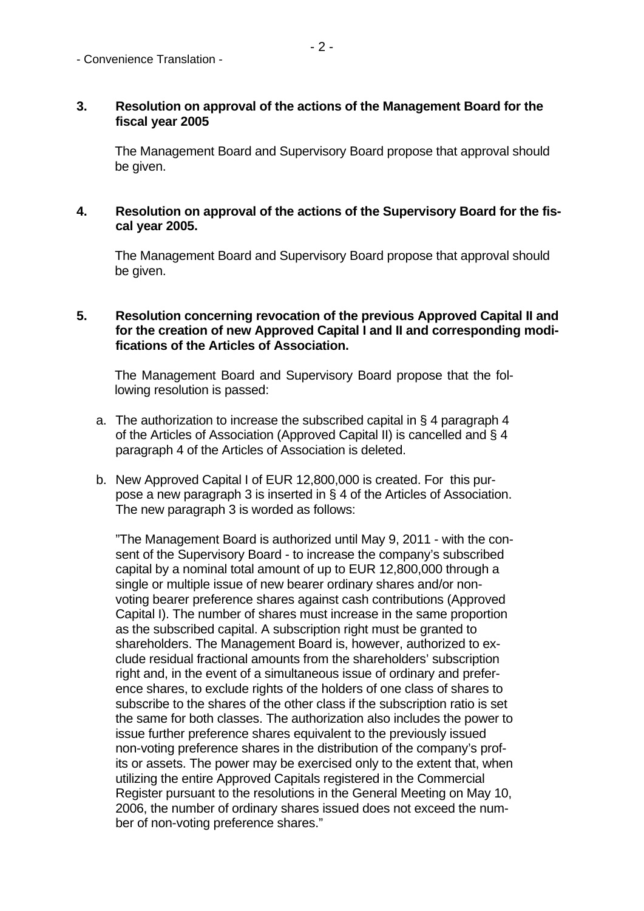- Convenience Translation -

**3. Resolution on approval of the actions of the Management Board for the fiscal year 2005**

The Management Board and Supervisory Board propose that approval should be given.

**4. Resolution on approval of the actions of the Supervisory Board for the fiscal year 2005.**

The Management Board and Supervisory Board propose that approval should be given.

**5. Resolution concerning revocation of the previous Approved Capital II and for the creation of new Approved Capital I and II and corresponding modifications of the Articles of Association.**

The Management Board and Supervisory Board propose that the following resolution is passed:

a. The authorization to increase the subscribed capital in § 4 paragraph 4 of the Articles of Association (Approved Capital II) is cancelled and § 4 paragraph 4 of the Articles of Association is deleted.

b. New Approved Capital I of EUR 12,800,000 is created. For this purpose a new paragraph 3 is inserted in § 4 of the Articles of Association. The new paragraph 3 is worded as follows:

”The Management Board is authorized until May 9, 2011 - with the consent of the Supervisory Board - to increase the company's subscribed capital by a nominal total amount of up to EUR 12,800,000 through a single or multiple issue of new bearer ordinary shares and/or non-voting bearer preference shares against cash contributions (Approved Capital I). The number of shares must increase in the same proportion as the subscribed capital. A subscription right must be granted to shareholders. The Management Board is, however, authorized to exclude residual fractional amounts from the shareholders' subscription right and, in the event of a simultaneous issue of ordinary and preference shares, to exclude rights of the holders of one class of shares to subscribe to the shares of the other class if the subscription ratio is set the same for both classes. The authorization also includes the power to issue further preference shares equivalent to the previously issued non-voting preference shares in the distribution of the company's profits or assets. The power may be exercised only to the extent that, when utilizing the entire Approved Capitals registered in the Commercial Register pursuant to the resolutions in the General Meeting on May 10, 2006, the number of ordinary shares issued does not exceed the number of non-voting preference shares.”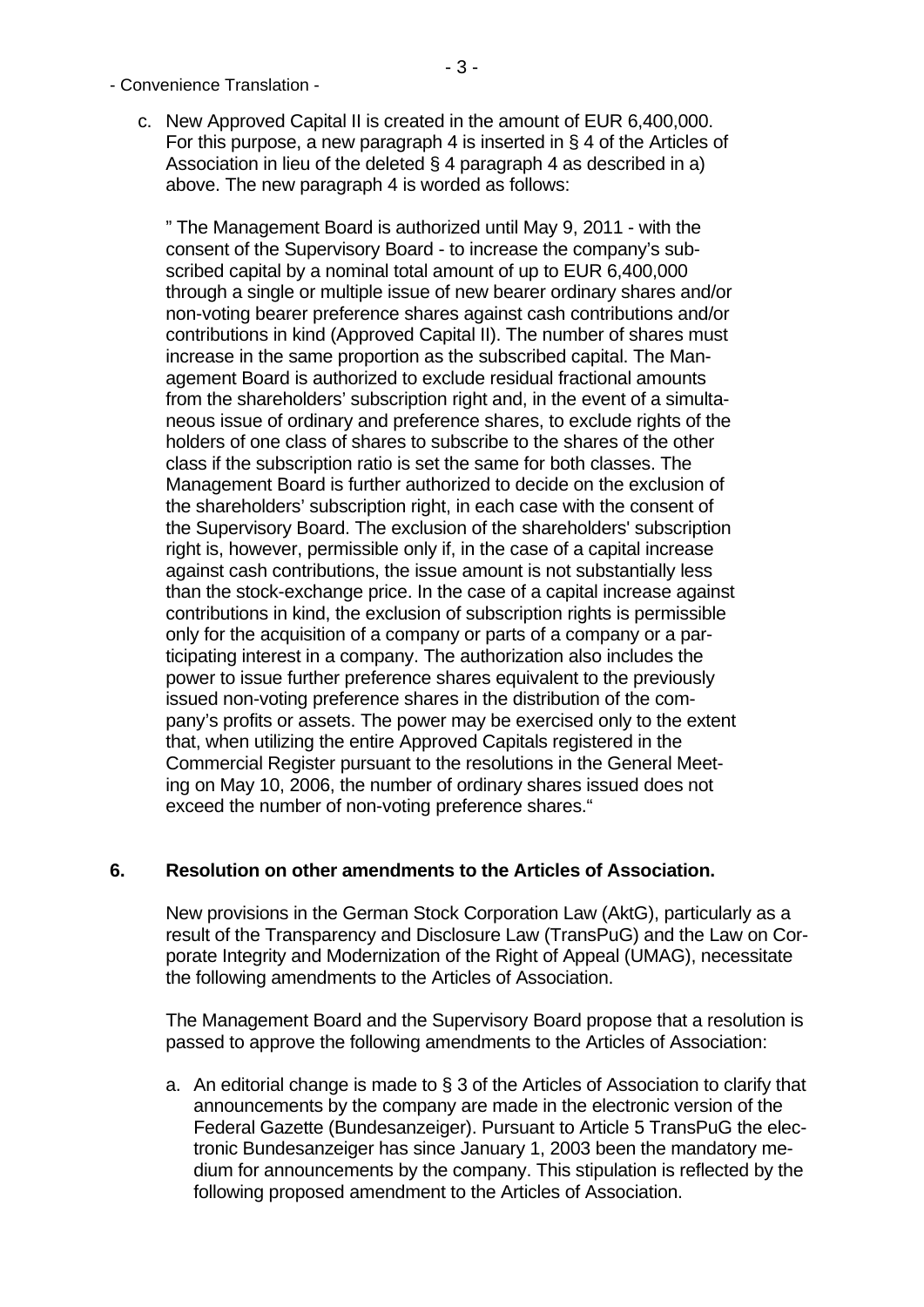- Convenience Translation -

c. New Approved Capital II is created in the amount of EUR 6,400,000. For this purpose, a new paragraph 4 is inserted in § 4 of the Articles of Association in lieu of the deleted § 4 paragraph 4 as described in a) above. The new paragraph 4 is worded as follows:

   " The Management Board is authorized until May 9, 2011 - with the consent of the Supervisory Board - to increase the company's subscribed capital by a nominal total amount of up to EUR 6,400,000 through a single or multiple issue of new bearer ordinary shares and/or non-voting bearer preference shares against cash contributions and/or contributions in kind (Approved Capital II). The number of shares must increase in the same proportion as the subscribed capital. The Management Board is authorized to exclude residual fractional amounts from the shareholders' subscription right and, in the event of a simultaneous issue of ordinary and preference shares, to exclude rights of the holders of one class of shares to subscribe to the shares of the other class if the subscription ratio is set the same for both classes. The Management Board is further authorized to decide on the exclusion of the shareholders' subscription right, in each case with the consent of the Supervisory Board. The exclusion of the shareholders' subscription right is, however, permissible only if, in the case of a capital increase against cash contributions, the issue amount is not substantially less than the stock-exchange price. In the case of a capital increase against contributions in kind, the exclusion of subscription rights is permissible only for the acquisition of a company or parts of a company or a participating interest in a company. The authorization also includes the power to issue further preference shares equivalent to the previously issued non-voting preference shares in the distribution of the company's profits or assets. The power may be exercised only to the extent that, when utilizing the entire Approved Capitals registered in the Commercial Register pursuant to the resolutions in the General Meeting on May 10, 2006, the number of ordinary shares issued does not exceed the number of non-voting preference shares."

## 6. Resolution on other amendments to the Articles of Association.

New provisions in the German Stock Corporation Law (AktG), particularly as a result of the Transparency and Disclosure Law (TransPuG) and the Law on Corporate Integrity and Modernization of the Right of Appeal (UMAG), necessitate the following amendments to the Articles of Association.

The Management Board and the Supervisory Board propose that a resolution is passed to approve the following amendments to the Articles of Association:

a. An editorial change is made to § 3 of the Articles of Association to clarify that announcements by the company are made in the electronic version of the Federal Gazette (Bundesanzeiger). Pursuant to Article 5 TransPuG the electronic Bundesanzeiger has since January 1, 2003 been the mandatory medium for announcements by the company. This stipulation is reflected by the following proposed amendment to the Articles of Association.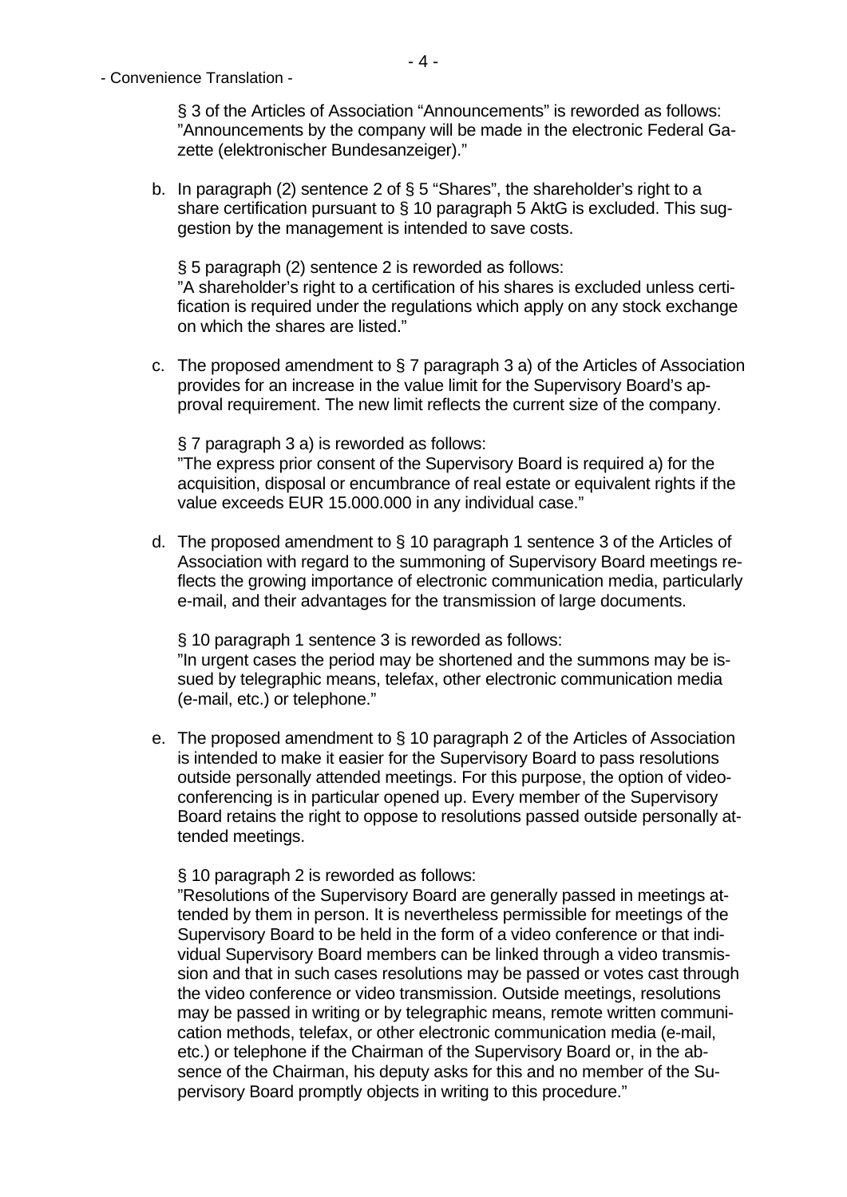§ 3 of the Articles of Association "Announcements" is reworded as follows: "Announcements by the company will be made in the electronic Federal Gazette (elektronischer Bundesanzeiger)."

b. In paragraph (2) sentence 2 of § 5 "Shares", the shareholder's right to a share certification pursuant to § 10 paragraph 5 AktG is excluded. This suggestion by the management is intended to save costs.

   § 5 paragraph (2) sentence 2 is reworded as follows:
   "A shareholder's right to a certification of his shares is excluded unless certification is required under the regulations which apply on any stock exchange on which the shares are listed."

c. The proposed amendment to § 7 paragraph 3 a) of the Articles of Association provides for an increase in the value limit for the Supervisory Board's approval requirement. The new limit reflects the current size of the company.

   § 7 paragraph 3 a) is reworded as follows:
   "The express prior consent of the Supervisory Board is required a) for the acquisition, disposal or encumbrance of real estate or equivalent rights if the value exceeds EUR 15.000.000 in any individual case."

d. The proposed amendment to § 10 paragraph 1 sentence 3 of the Articles of Association with regard to the summoning of Supervisory Board meetings reflects the growing importance of electronic communication media, particularly e-mail, and their advantages for the transmission of large documents.

   § 10 paragraph 1 sentence 3 is reworded as follows:
   "In urgent cases the period may be shortened and the summons may be issued by telegraphic means, telefax, other electronic communication media (e-mail, etc.) or telephone."

e. The proposed amendment to § 10 paragraph 2 of the Articles of Association is intended to make it easier for the Supervisory Board to pass resolutions outside personally attended meetings. For this purpose, the option of videoconferencing is in particular opened up. Every member of the Supervisory Board retains the right to oppose to resolutions passed outside personally attended meetings.

   § 10 paragraph 2 is reworded as follows:
   "Resolutions of the Supervisory Board are generally passed in meetings attended by them in person. It is nevertheless permissible for meetings of the Supervisory Board to be held in the form of a video conference or that individual Supervisory Board members can be linked through a video transmission and that in such cases resolutions may be passed or votes cast through the video conference or video transmission. Outside meetings, resolutions may be passed in writing or by telegraphic means, remote written communication methods, telefax, or other electronic communication media (e-mail, etc.) or telephone if the Chairman of the Supervisory Board or, in the absence of the Chairman, his deputy asks for this and no member of the Supervisory Board promptly objects in writing to this procedure."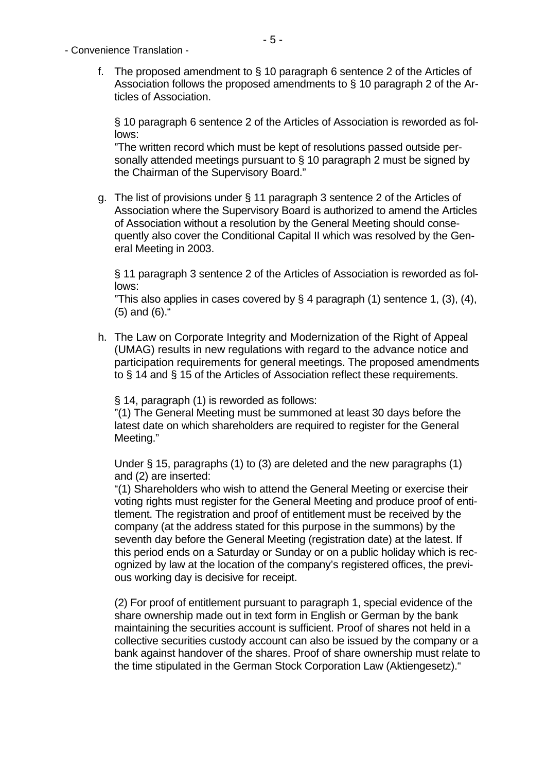f. The proposed amendment to § 10 paragraph 6 sentence 2 of the Articles of Association follows the proposed amendments to § 10 paragraph 2 of the Articles of Association.

   § 10 paragraph 6 sentence 2 of the Articles of Association is reworded as follows:
   "The written record which must be kept of resolutions passed outside personally attended meetings pursuant to § 10 paragraph 2 must be signed by the Chairman of the Supervisory Board."

g. The list of provisions under § 11 paragraph 3 sentence 2 of the Articles of Association where the Supervisory Board is authorized to amend the Articles of Association without a resolution by the General Meeting should consequently also cover the Conditional Capital II which was resolved by the General Meeting in 2003.

   § 11 paragraph 3 sentence 2 of the Articles of Association is reworded as follows:
   "This also applies in cases covered by § 4 paragraph (1) sentence 1, (3), (4), (5) and (6)."

h. The Law on Corporate Integrity and Modernization of the Right of Appeal (UMAG) results in new regulations with regard to the advance notice and participation requirements for general meetings. The proposed amendments to § 14 and § 15 of the Articles of Association reflect these requirements.

   § 14, paragraph (1) is reworded as follows:
   "(1) The General Meeting must be summoned at least 30 days before the latest date on which shareholders are required to register for the General Meeting."

   Under § 15, paragraphs (1) to (3) are deleted and the new paragraphs (1) and (2) are inserted:
   "(1) Shareholders who wish to attend the General Meeting or exercise their voting rights must register for the General Meeting and produce proof of entitlement. The registration and proof of entitlement must be received by the company (at the address stated for this purpose in the summons) by the seventh day before the General Meeting (registration date) at the latest. If this period ends on a Saturday or Sunday or on a public holiday which is recognized by law at the location of the company's registered offices, the previous working day is decisive for receipt.

   (2) For proof of entitlement pursuant to paragraph 1, special evidence of the share ownership made out in text form in English or German by the bank maintaining the securities account is sufficient. Proof of shares not held in a collective securities custody account can also be issued by the company or a bank against handover of the shares. Proof of share ownership must relate to the time stipulated in the German Stock Corporation Law (Aktiengesetz)."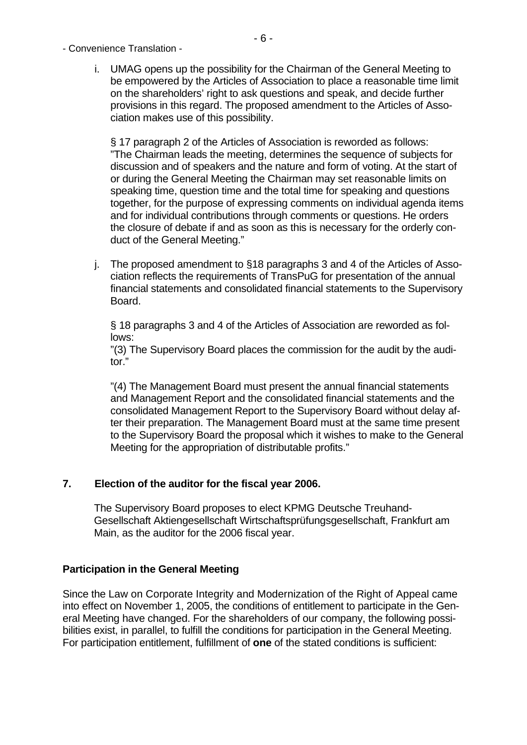- Convenience Translation -

i. UMAG opens up the possibility for the Chairman of the General Meeting to be empowered by the Articles of Association to place a reasonable time limit on the shareholders' right to ask questions and speak, and decide further provisions in this regard. The proposed amendment to the Articles of Association makes use of this possibility.

   § 17 paragraph 2 of the Articles of Association is reworded as follows:
   "The Chairman leads the meeting, determines the sequence of subjects for discussion and of speakers and the nature and form of voting. At the start of or during the General Meeting the Chairman may set reasonable limits on speaking time, question time and the total time for speaking and questions together, for the purpose of expressing comments on individual agenda items and for individual contributions through comments or questions. He orders the closure of debate if and as soon as this is necessary for the orderly conduct of the General Meeting."

j. The proposed amendment to §18 paragraphs 3 and 4 of the Articles of Association reflects the requirements of TransPuG for presentation of the annual financial statements and consolidated financial statements to the Supervisory Board.

   § 18 paragraphs 3 and 4 of the Articles of Association are reworded as follows:
   "(3) The Supervisory Board places the commission for the audit by the auditor."

   "(4) The Management Board must present the annual financial statements and Management Report and the consolidated financial statements and the consolidated Management Report to the Supervisory Board without delay after their preparation. The Management Board must at the same time present to the Supervisory Board the proposal which it wishes to make to the General Meeting for the appropriation of distributable profits."

### 7. Election of the auditor for the fiscal year 2006.

The Supervisory Board proposes to elect KPMG Deutsche Treuhand-Gesellschaft Aktiengesellschaft Wirtschaftsprüfungsgesellschaft, Frankfurt am Main, as the auditor for the 2006 fiscal year.

### Participation in the General Meeting

Since the Law on Corporate Integrity and Modernization of the Right of Appeal came into effect on November 1, 2005, the conditions of entitlement to participate in the General Meeting have changed. For the shareholders of our company, the following possibilities exist, in parallel, to fulfill the conditions for participation in the General Meeting. For participation entitlement, fulfillment of **one** of the stated conditions is sufficient: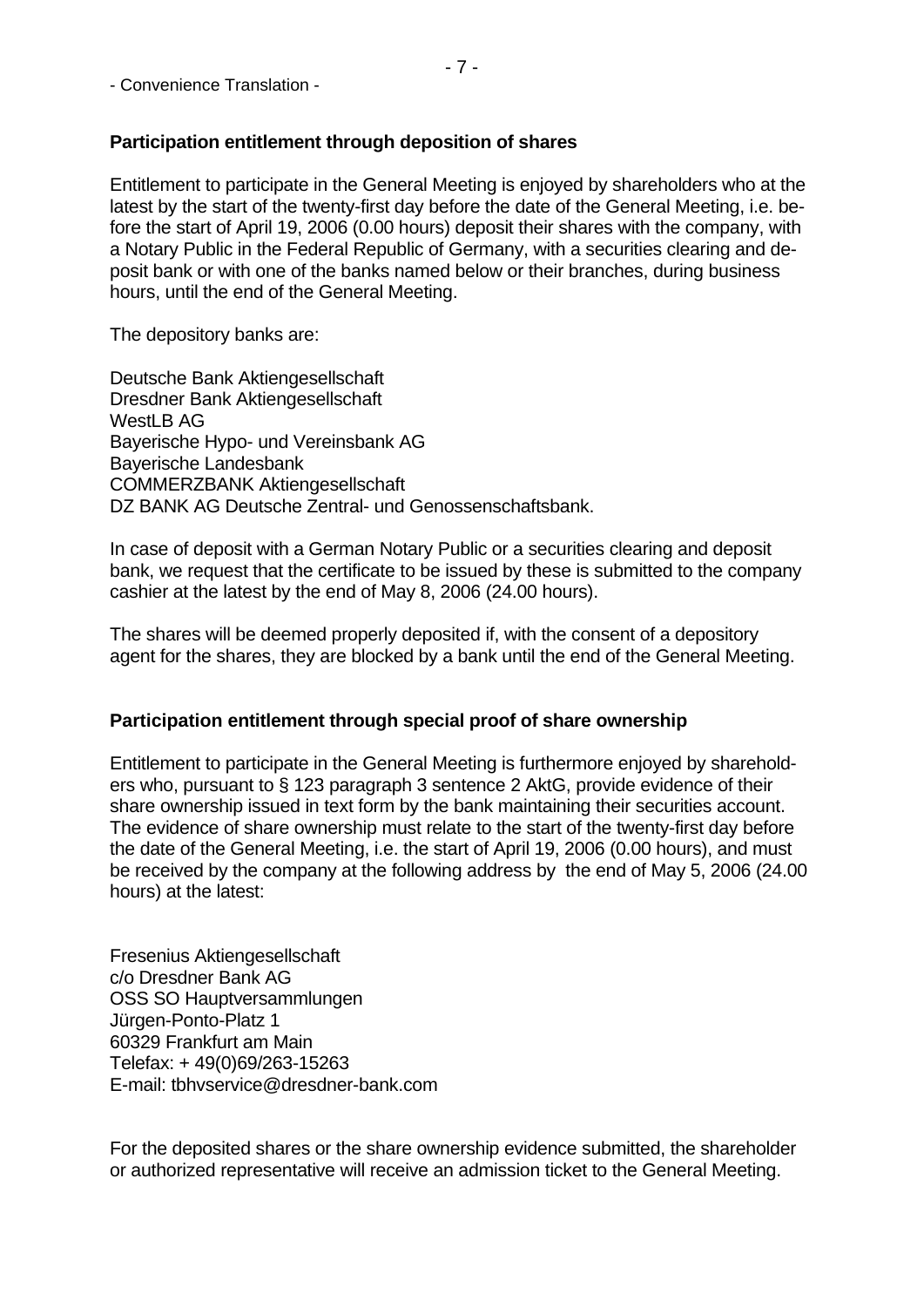- Convenience Translation -

**Participation entitlement through deposition of shares**

Entitlement to participate in the General Meeting is enjoyed by shareholders who at the latest by the start of the twenty-first day before the date of the General Meeting, i.e. before the start of April 19, 2006 (0.00 hours) deposit their shares with the company, with a Notary Public in the Federal Republic of Germany, with a securities clearing and deposit bank or with one of the banks named below or their branches, during business hours, until the end of the General Meeting.

The depository banks are:

Deutsche Bank Aktiengesellschaft
Dresdner Bank Aktiengesellschaft
WestLB AG
Bayerische Hypo- und Vereinsbank AG
Bayerische Landesbank
COMMERZBANK Aktiengesellschaft
DZ BANK AG Deutsche Zentral- und Genossenschaftsbank.

In case of deposit with a German Notary Public or a securities clearing and deposit bank, we request that the certificate to be issued by these is submitted to the company cashier at the latest by the end of May 8, 2006 (24.00 hours).

The shares will be deemed properly deposited if, with the consent of a depository agent for the shares, they are blocked by a bank until the end of the General Meeting.

**Participation entitlement through special proof of share ownership**

Entitlement to participate in the General Meeting is furthermore enjoyed by shareholders who, pursuant to § 123 paragraph 3 sentence 2 AktG, provide evidence of their share ownership issued in text form by the bank maintaining their securities account. The evidence of share ownership must relate to the start of the twenty-first day before the date of the General Meeting, i.e. the start of April 19, 2006 (0.00 hours), and must be received by the company at the following address by the end of May 5, 2006 (24.00 hours) at the latest:

Fresenius Aktiengesellschaft
c/o Dresdner Bank AG
OSS SO Hauptversammlungen
Jürgen-Ponto-Platz 1
60329 Frankfurt am Main
Telefax: + 49(0)69/263-15263
E-mail: tbhvservice@dresdner-bank.com

For the deposited shares or the share ownership evidence submitted, the shareholder or authorized representative will receive an admission ticket to the General Meeting.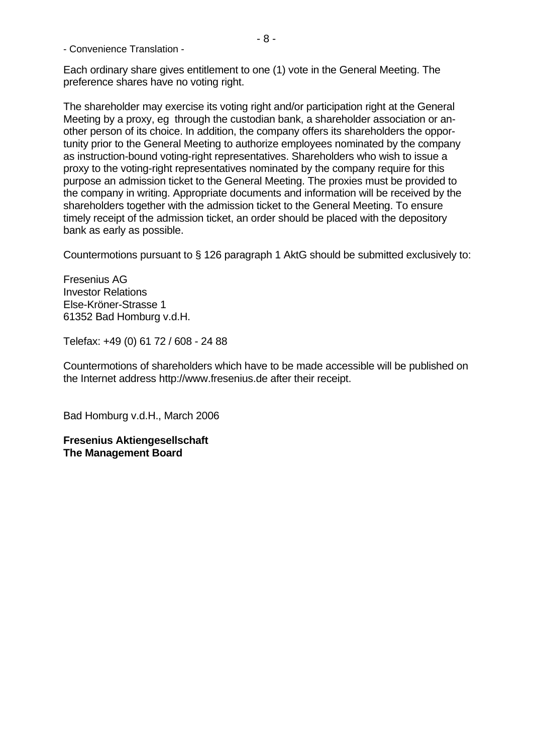- Convenience Translation -

Each ordinary share gives entitlement to one (1) vote in the General Meeting. The preference shares have no voting right.

The shareholder may exercise its voting right and/or participation right at the General Meeting by a proxy, eg through the custodian bank, a shareholder association or another person of its choice. In addition, the company offers its shareholders the opportunity prior to the General Meeting to authorize employees nominated by the company as instruction-bound voting-right representatives. Shareholders who wish to issue a proxy to the voting-right representatives nominated by the company require for this purpose an admission ticket to the General Meeting. The proxies must be provided to the company in writing. Appropriate documents and information will be received by the shareholders together with the admission ticket to the General Meeting. To ensure timely receipt of the admission ticket, an order should be placed with the depository bank as early as possible.

Countermotions pursuant to § 126 paragraph 1 AktG should be submitted exclusively to:

Fresenius AG
Investor Relations
Else-Kröner-Strasse 1
61352 Bad Homburg v.d.H.

Telefax: +49 (0) 61 72 / 608 - 24 88

Countermotions of shareholders which have to be made accessible will be published on the Internet address http://www.fresenius.de after their receipt.

Bad Homburg v.d.H., March 2006

**Fresenius Aktiengesellschaft**
**The Management Board**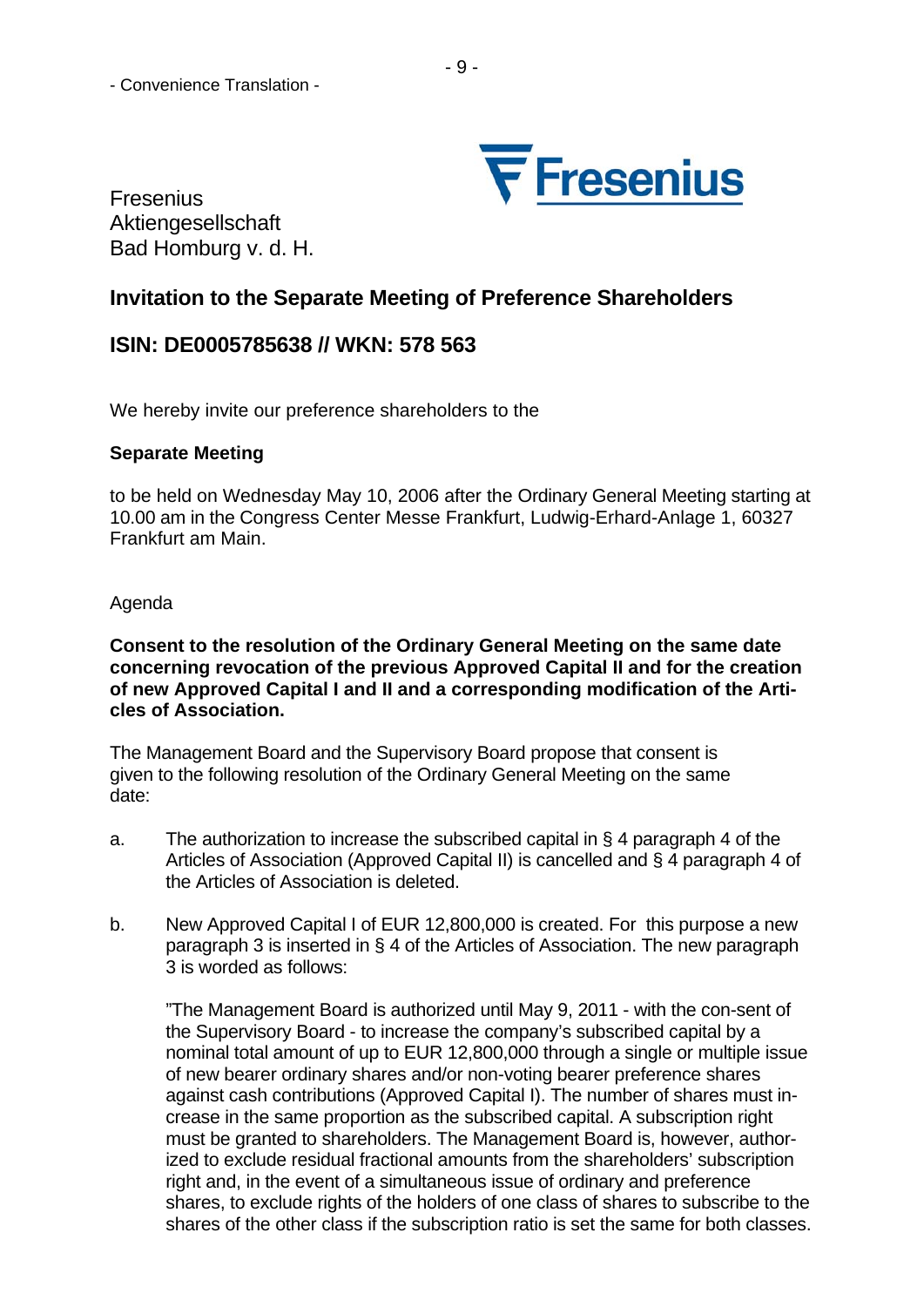- Convenience Translation -

Fresenius
Aktiengesellschaft
Bad Homburg v. d. H.

## Invitation to the Separate Meeting of Preference Shareholders

## ISIN: DE0005785638 // WKN: 578 563

We hereby invite our preference shareholders to the

**Separate Meeting**

to be held on Wednesday May 10, 2006 after the Ordinary General Meeting starting at 10.00 am in the Congress Center Messe Frankfurt, Ludwig-Erhard-Anlage 1, 60327 Frankfurt am Main.

Agenda

**Consent to the resolution of the Ordinary General Meeting on the same date concerning revocation of the previous Approved Capital II and for the creation of new Approved Capital I and II and a corresponding modification of the Articles of Association.**

The Management Board and the Supervisory Board propose that consent is given to the following resolution of the Ordinary General Meeting on the same date:

a. The authorization to increase the subscribed capital in § 4 paragraph 4 of the Articles of Association (Approved Capital II) is cancelled and § 4 paragraph 4 of the Articles of Association is deleted.

b. New Approved Capital I of EUR 12,800,000 is created. For this purpose a new paragraph 3 is inserted in § 4 of the Articles of Association. The new paragraph 3 is worded as follows:

   "The Management Board is authorized until May 9, 2011 - with the con-sent of the Supervisory Board - to increase the company's subscribed capital by a nominal total amount of up to EUR 12,800,000 through a single or multiple issue of new bearer ordinary shares and/or non-voting bearer preference shares against cash contributions (Approved Capital I). The number of shares must increase in the same proportion as the subscribed capital. A subscription right must be granted to shareholders. The Management Board is, however, authorized to exclude residual fractional amounts from the shareholders' subscription right and, in the event of a simultaneous issue of ordinary and preference shares, to exclude rights of the holders of one class of shares to subscribe to the shares of the other class if the subscription ratio is set the same for both classes.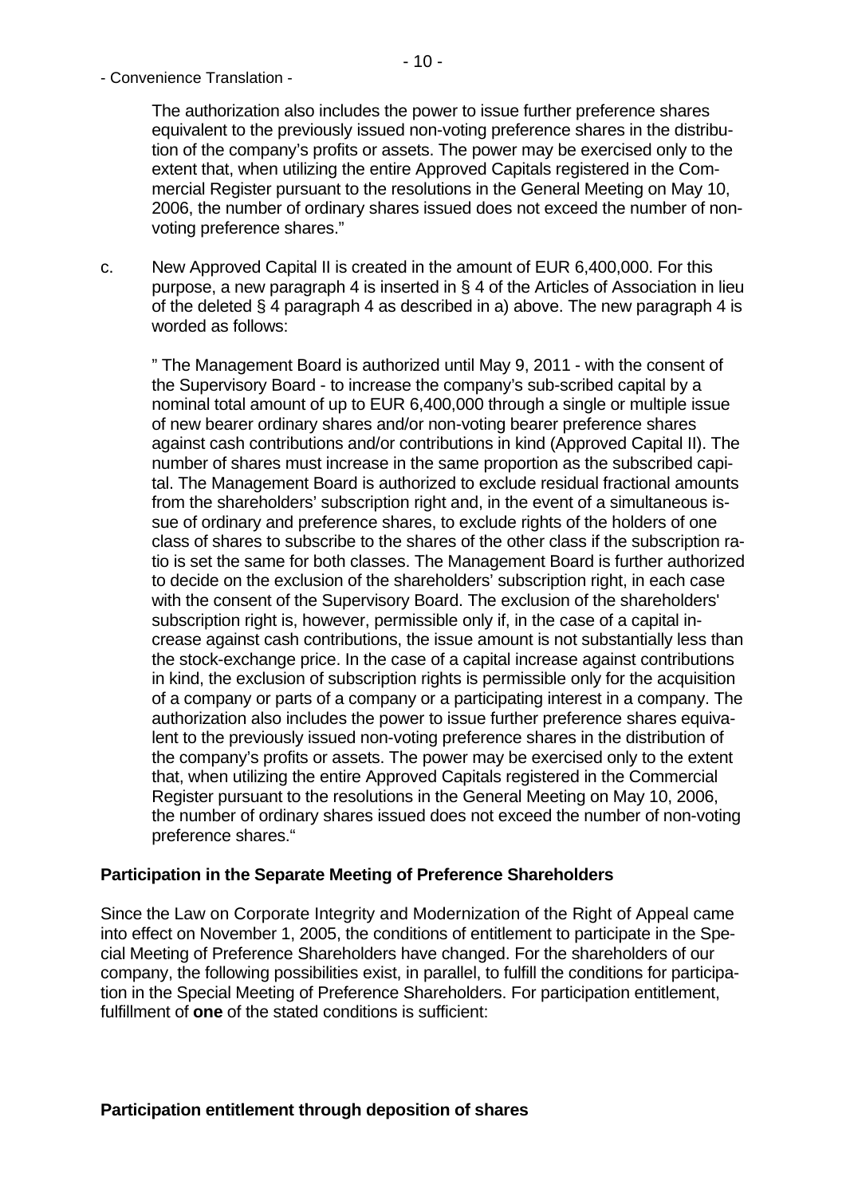The authorization also includes the power to issue further preference shares equivalent to the previously issued non-voting preference shares in the distribution of the company's profits or assets. The power may be exercised only to the extent that, when utilizing the entire Approved Capitals registered in the Commercial Register pursuant to the resolutions in the General Meeting on May 10, 2006, the number of ordinary shares issued does not exceed the number of non-voting preference shares."

c. New Approved Capital II is created in the amount of EUR 6,400,000. For this purpose, a new paragraph 4 is inserted in § 4 of the Articles of Association in lieu of the deleted § 4 paragraph 4 as described in a) above. The new paragraph 4 is worded as follows:

" The Management Board is authorized until May 9, 2011 - with the consent of the Supervisory Board - to increase the company's sub-scribed capital by a nominal total amount of up to EUR 6,400,000 through a single or multiple issue of new bearer ordinary shares and/or non-voting bearer preference shares against cash contributions and/or contributions in kind (Approved Capital II). The number of shares must increase in the same proportion as the subscribed capital. The Management Board is authorized to exclude residual fractional amounts from the shareholders' subscription right and, in the event of a simultaneous issue of ordinary and preference shares, to exclude rights of the holders of one class of shares to subscribe to the shares of the other class if the subscription ratio is set the same for both classes. The Management Board is further authorized to decide on the exclusion of the shareholders' subscription right, in each case with the consent of the Supervisory Board. The exclusion of the shareholders' subscription right is, however, permissible only if, in the case of a capital increase against cash contributions, the issue amount is not substantially less than the stock-exchange price. In the case of a capital increase against contributions in kind, the exclusion of subscription rights is permissible only for the acquisition of a company or parts of a company or a participating interest in a company. The authorization also includes the power to issue further preference shares equivalent to the previously issued non-voting preference shares in the distribution of the company's profits or assets. The power may be exercised only to the extent that, when utilizing the entire Approved Capitals registered in the Commercial Register pursuant to the resolutions in the General Meeting on May 10, 2006, the number of ordinary shares issued does not exceed the number of non-voting preference shares."

**Participation in the Separate Meeting of Preference Shareholders**

Since the Law on Corporate Integrity and Modernization of the Right of Appeal came into effect on November 1, 2005, the conditions of entitlement to participate in the Special Meeting of Preference Shareholders have changed. For the shareholders of our company, the following possibilities exist, in parallel, to fulfill the conditions for participation in the Special Meeting of Preference Shareholders. For participation entitlement, fulfillment of **one** of the stated conditions is sufficient:

**Participation entitlement through deposition of shares**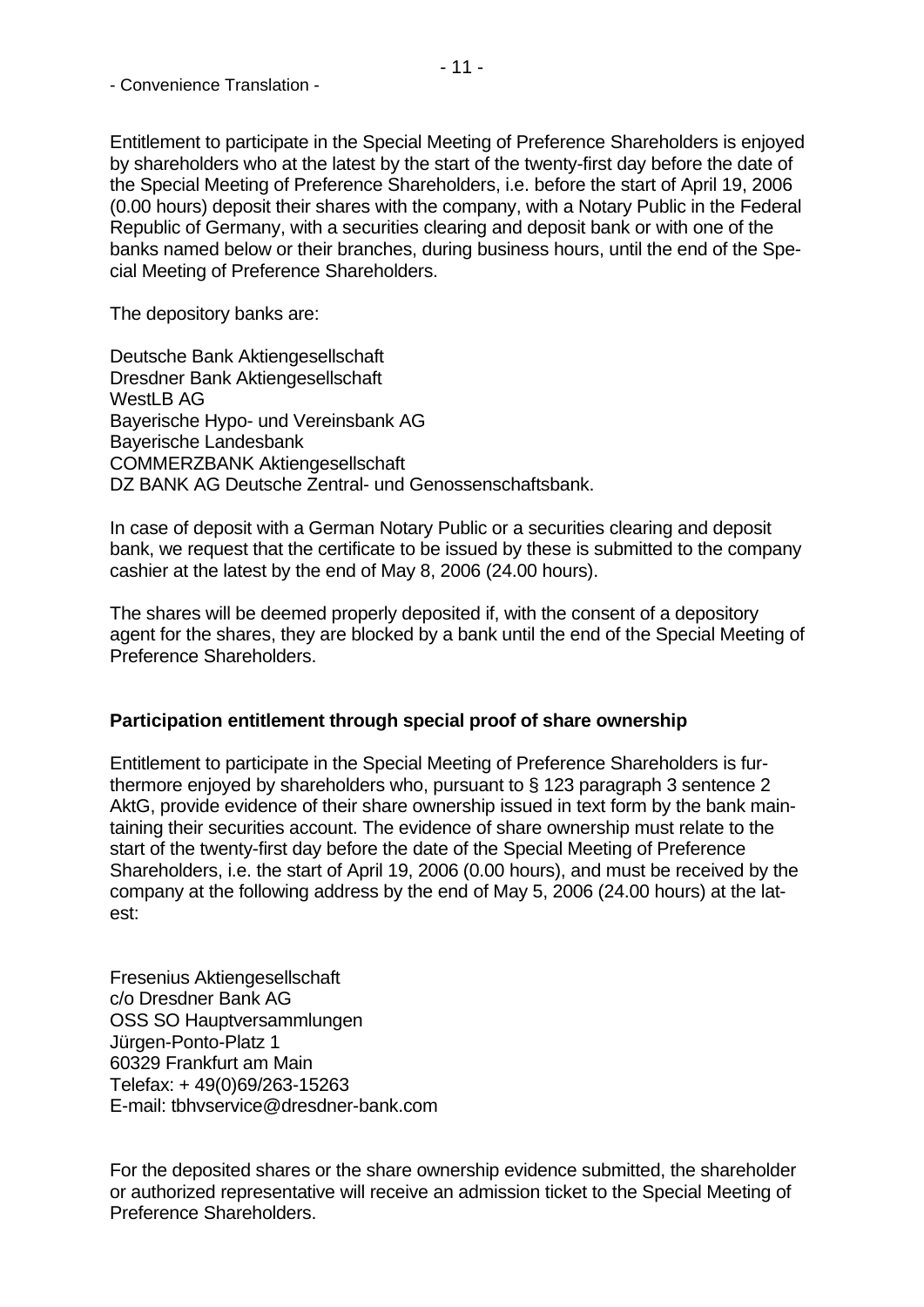- Convenience Translation -

Entitlement to participate in the Special Meeting of Preference Shareholders is enjoyed by shareholders who at the latest by the start of the twenty-first day before the date of the Special Meeting of Preference Shareholders, i.e. before the start of April 19, 2006 (0.00 hours) deposit their shares with the company, with a Notary Public in the Federal Republic of Germany, with a securities clearing and deposit bank or with one of the banks named below or their branches, during business hours, until the end of the Special Meeting of Preference Shareholders.

The depository banks are:

Deutsche Bank Aktiengesellschaft
Dresdner Bank Aktiengesellschaft
WestLB AG
Bayerische Hypo- und Vereinsbank AG
Bayerische Landesbank
COMMERZBANK Aktiengesellschaft
DZ BANK AG Deutsche Zentral- und Genossenschaftsbank.

In case of deposit with a German Notary Public or a securities clearing and deposit bank, we request that the certificate to be issued by these is submitted to the company cashier at the latest by the end of May 8, 2006 (24.00 hours).

The shares will be deemed properly deposited if, with the consent of a depository agent for the shares, they are blocked by a bank until the end of the Special Meeting of Preference Shareholders.

**Participation entitlement through special proof of share ownership**

Entitlement to participate in the Special Meeting of Preference Shareholders is furthermore enjoyed by shareholders who, pursuant to § 123 paragraph 3 sentence 2 AktG, provide evidence of their share ownership issued in text form by the bank maintaining their securities account. The evidence of share ownership must relate to the start of the twenty-first day before the date of the Special Meeting of Preference Shareholders, i.e. the start of April 19, 2006 (0.00 hours), and must be received by the company at the following address by the end of May 5, 2006 (24.00 hours) at the latest:

Fresenius Aktiengesellschaft
c/o Dresdner Bank AG
OSS SO Hauptversammlungen
Jürgen-Ponto-Platz 1
60329 Frankfurt am Main
Telefax: + 49(0)69/263-15263
E-mail: tbhvservice@dresdner-bank.com

For the deposited shares or the share ownership evidence submitted, the shareholder or authorized representative will receive an admission ticket to the Special Meeting of Preference Shareholders.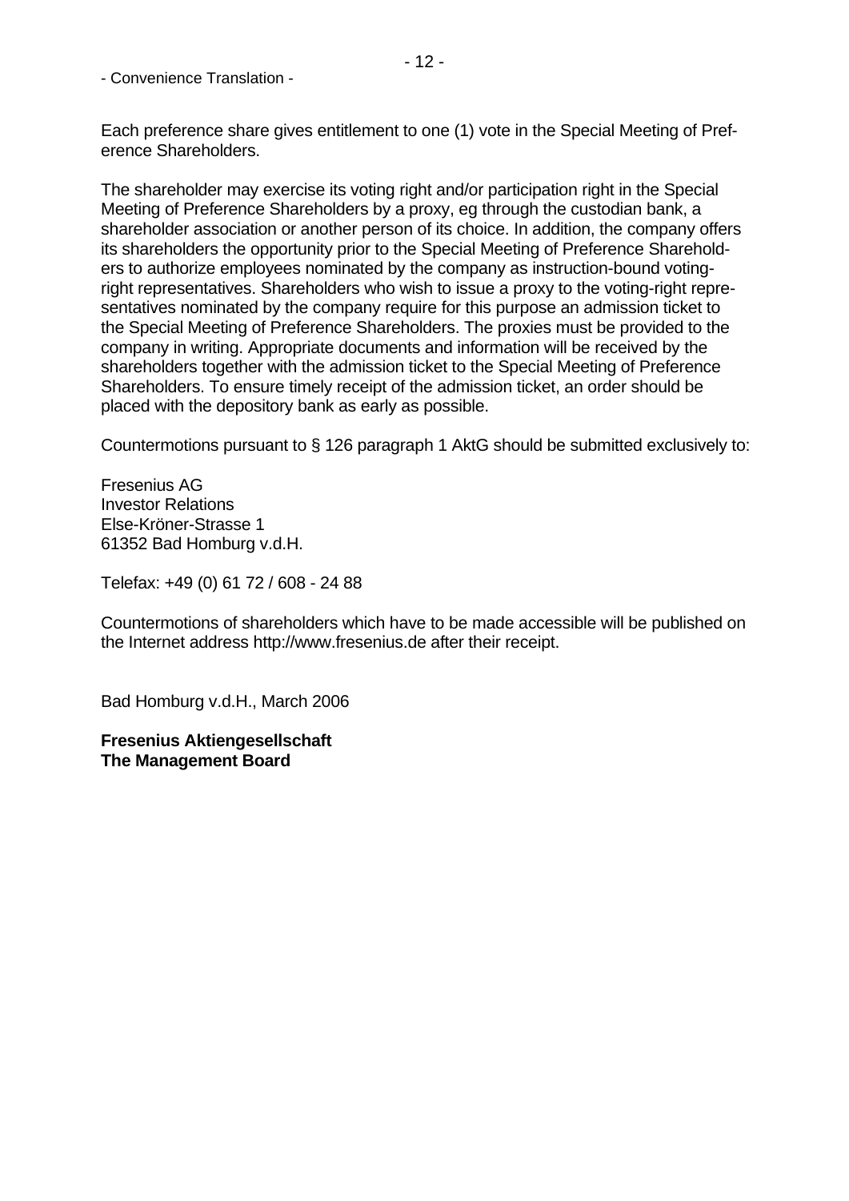Each preference share gives entitlement to one (1) vote in the Special Meeting of Preference Shareholders.

The shareholder may exercise its voting right and/or participation right in the Special Meeting of Preference Shareholders by a proxy, eg through the custodian bank, a shareholder association or another person of its choice. In addition, the company offers its shareholders the opportunity prior to the Special Meeting of Preference Shareholders to authorize employees nominated by the company as instruction-bound voting-right representatives. Shareholders who wish to issue a proxy to the voting-right representatives nominated by the company require for this purpose an admission ticket to the Special Meeting of Preference Shareholders. The proxies must be provided to the company in writing. Appropriate documents and information will be received by the shareholders together with the admission ticket to the Special Meeting of Preference Shareholders. To ensure timely receipt of the admission ticket, an order should be placed with the depository bank as early as possible.

Countermotions pursuant to § 126 paragraph 1 AktG should be submitted exclusively to:

Fresenius AG  
Investor Relations  
Else-Kröner-Strasse 1  
61352 Bad Homburg v.d.H.

Telefax: +49 (0) 61 72 / 608 - 24 88

Countermotions of shareholders which have to be made accessible will be published on the Internet address http://www.fresenius.de after their receipt.

Bad Homburg v.d.H., March 2006

**Fresenius Aktiengesellschaft**  
**The Management Board**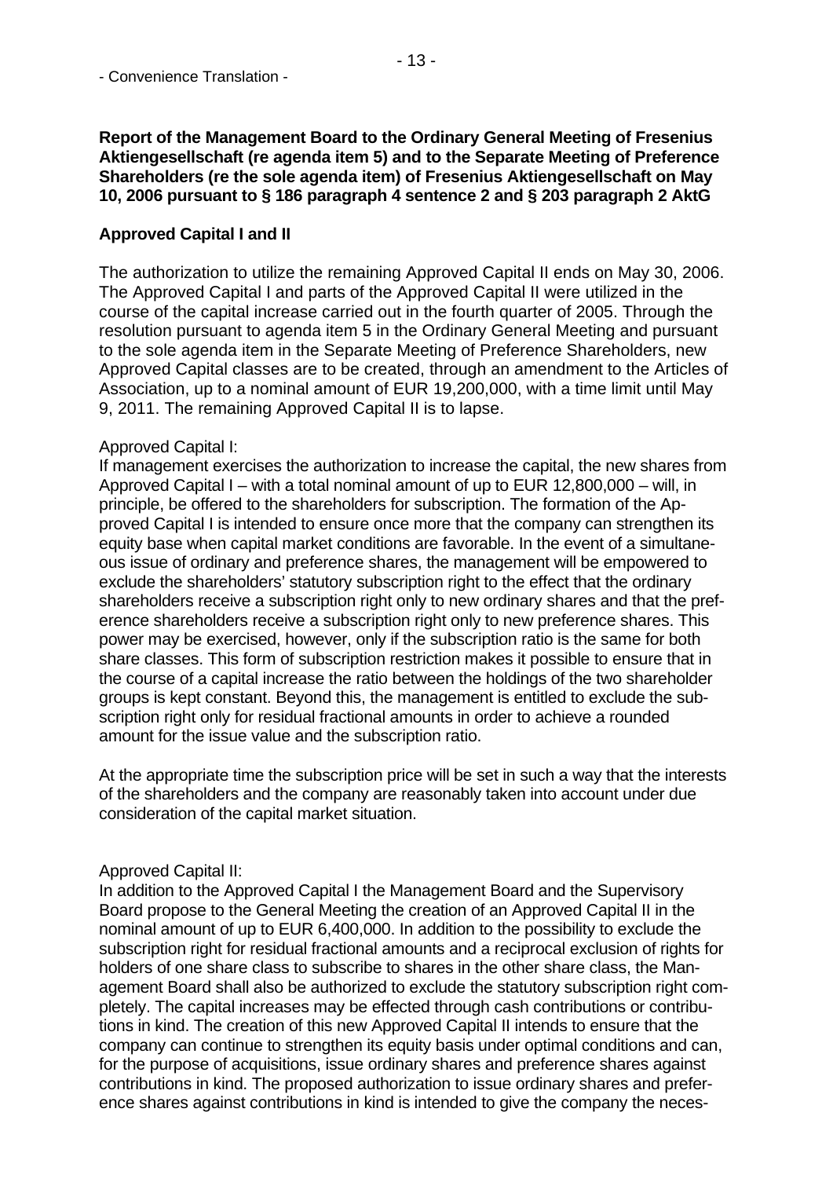- Convenience Translation -

**Report of the Management Board to the Ordinary General Meeting of Fresenius Aktiengesellschaft (re agenda item 5) and to the Separate Meeting of Preference Shareholders (re the sole agenda item) of Fresenius Aktiengesellschaft on May 10, 2006 pursuant to § 186 paragraph 4 sentence 2 and § 203 paragraph 2 AktG**

**Approved Capital I and II**

The authorization to utilize the remaining Approved Capital II ends on May 30, 2006. The Approved Capital I and parts of the Approved Capital II were utilized in the course of the capital increase carried out in the fourth quarter of 2005. Through the resolution pursuant to agenda item 5 in the Ordinary General Meeting and pursuant to the sole agenda item in the Separate Meeting of Preference Shareholders, new Approved Capital classes are to be created, through an amendment to the Articles of Association, up to a nominal amount of EUR 19,200,000, with a time limit until May 9, 2011. The remaining Approved Capital II is to lapse.

Approved Capital I:

If management exercises the authorization to increase the capital, the new shares from Approved Capital I – with a total nominal amount of up to EUR 12,800,000 – will, in principle, be offered to the shareholders for subscription. The formation of the Approved Capital I is intended to ensure once more that the company can strengthen its equity base when capital market conditions are favorable. In the event of a simultaneous issue of ordinary and preference shares, the management will be empowered to exclude the shareholders' statutory subscription right to the effect that the ordinary shareholders receive a subscription right only to new ordinary shares and that the preference shareholders receive a subscription right only to new preference shares. This power may be exercised, however, only if the subscription ratio is the same for both share classes. This form of subscription restriction makes it possible to ensure that in the course of a capital increase the ratio between the holdings of the two shareholder groups is kept constant. Beyond this, the management is entitled to exclude the subscription right only for residual fractional amounts in order to achieve a rounded amount for the issue value and the subscription ratio.

At the appropriate time the subscription price will be set in such a way that the interests of the shareholders and the company are reasonably taken into account under due consideration of the capital market situation.

Approved Capital II:

In addition to the Approved Capital I the Management Board and the Supervisory Board propose to the General Meeting the creation of an Approved Capital II in the nominal amount of up to EUR 6,400,000. In addition to the possibility to exclude the subscription right for residual fractional amounts and a reciprocal exclusion of rights for holders of one share class to subscribe to shares in the other share class, the Management Board shall also be authorized to exclude the statutory subscription right completely. The capital increases may be effected through cash contributions or contributions in kind. The creation of this new Approved Capital II intends to ensure that the company can continue to strengthen its equity basis under optimal conditions and can, for the purpose of acquisitions, issue ordinary shares and preference shares against contributions in kind. The proposed authorization to issue ordinary shares and preference shares against contributions in kind is intended to give the company the neces-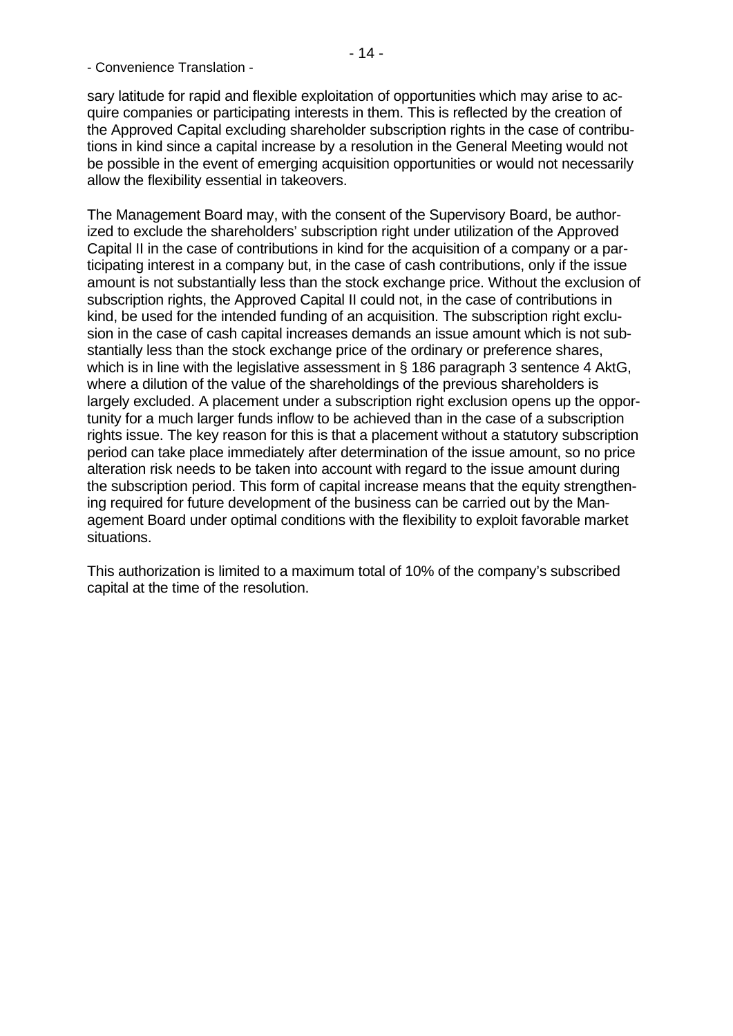sary latitude for rapid and flexible exploitation of opportunities which may arise to acquire companies or participating interests in them. This is reflected by the creation of the Approved Capital excluding shareholder subscription rights in the case of contributions in kind since a capital increase by a resolution in the General Meeting would not be possible in the event of emerging acquisition opportunities or would not necessarily allow the flexibility essential in takeovers.

The Management Board may, with the consent of the Supervisory Board, be authorized to exclude the shareholders' subscription right under utilization of the Approved Capital II in the case of contributions in kind for the acquisition of a company or a participating interest in a company but, in the case of cash contributions, only if the issue amount is not substantially less than the stock exchange price. Without the exclusion of subscription rights, the Approved Capital II could not, in the case of contributions in kind, be used for the intended funding of an acquisition. The subscription right exclusion in the case of cash capital increases demands an issue amount which is not substantially less than the stock exchange price of the ordinary or preference shares, which is in line with the legislative assessment in § 186 paragraph 3 sentence 4 AktG, where a dilution of the value of the shareholdings of the previous shareholders is largely excluded. A placement under a subscription right exclusion opens up the opportunity for a much larger funds inflow to be achieved than in the case of a subscription rights issue. The key reason for this is that a placement without a statutory subscription period can take place immediately after determination of the issue amount, so no price alteration risk needs to be taken into account with regard to the issue amount during the subscription period. This form of capital increase means that the equity strengthening required for future development of the business can be carried out by the Management Board under optimal conditions with the flexibility to exploit favorable market situations.

This authorization is limited to a maximum total of 10% of the company's subscribed capital at the time of the resolution.